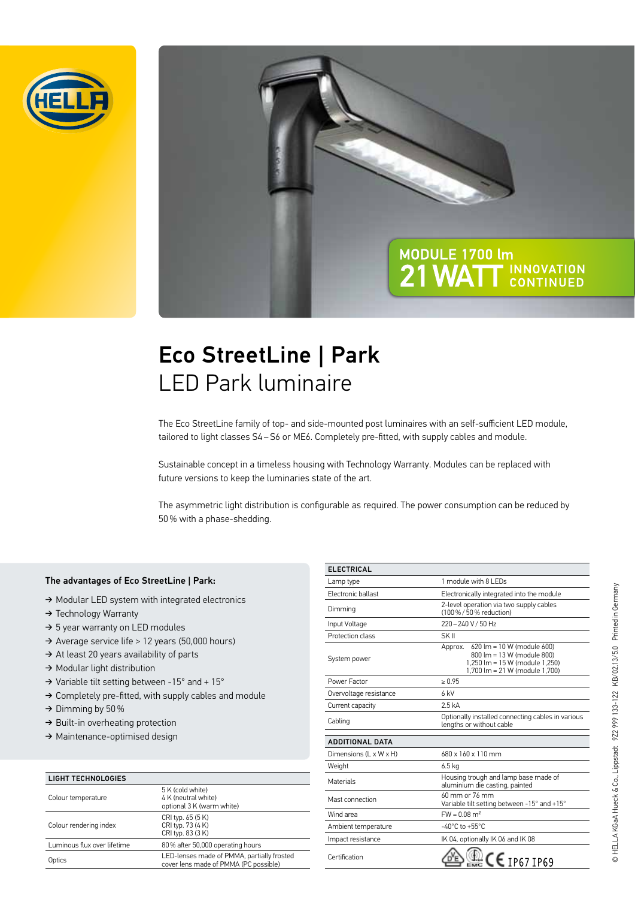MODULE 1700 lm
21 WATT INNOVATION CONTINUED

# Eco StreetLine | Park

## LED Park luminaire

The Eco StreetLine family of top- and side-mounted post luminaires with an self-sufficient LED module, tailored to light classes S4 – S6 or ME6. Completely pre-fitted, with supply cables and module.

Sustainable concept in a timeless housing with Technology Warranty. Modules can be replaced with future versions to keep the luminaries state of the art.

The asymmetric light distribution is configurable as required. The power consumption can be reduced by 50 % with a phase-shedding.

### The advantages of Eco StreetLine | Park:

- → Modular LED system with integrated electronics
- → Technology Warranty
- → 5 year warranty on LED modules
- → Average service life > 12 years (50,000 hours)
- → At least 20 years availability of parts
- → Modular light distribution
- → Variable tilt setting between -15° and + 15°
- → Completely pre-fitted, with supply cables and module
- → Dimming by 50 %
- → Built-in overheating protection
- → Maintenance-optimised design

| LIGHT TECHNOLOGIES | |
|---|---|
| Colour temperature | 5 K (cold white)<br>4 K (neutral white)<br>optional 3 K (warm white) |
| Colour rendering index | CRI typ. 65 (5 K)<br>CRI typ. 73 (4 K)<br>CRI typ. 83 (3 K) |
| Luminous flux over lifetime | 80 % after 50,000 operating hours |
| Optics | LED-lenses made of PMMA, partially frosted cover lens made of PMMA (PC possible) |

| ELECTRICAL | |
|---|---|
| Lamp type | 1 module with 8 LEDs |
| Electronic ballast | Electronically integrated into the module |
| Dimming | 2-level operation via two supply cables (100 % / 50 % reduction) |
| Input Voltage | 220 – 240 V / 50 Hz |
| Protection class | SK II |
| System power | Approx. 620 lm = 10 W (module 600)<br>800 lm = 13 W (module 800)<br>1,250 lm = 15 W (module 1,250)<br>1,700 lm = 21 W (module 1,700) |
| Power Factor | ≥ 0.95 |
| Overvoltage resistance | 6 kV |
| Current capacity | 2.5 kA |
| Cabling | Optionally installed connecting cables in various lengths or without cable |

| ADDITIONAL DATA | |
|---|---|
| Dimensions (L x W x H) | 680 x 160 x 110 mm |
| Weight | 6.5 kg |
| Materials | Housing trough and lamp base made of aluminium die casting, painted |
| Mast connection | 60 mm or 76 mm<br>Variable tilt setting between -15° and +15° |
| Wind area | FW = 0.08 m² |
| Ambient temperature | -40°C to +55°C |
| Impact resistance | IK 04, optionally IK 06 and IK 08 |
| Certification | VDE, EMC, CE, IP67 IP69 |

© HELLA KGaA Hueck & Co., Lippstadt 9Z2 999 133-122 KB/02.13/5.0 Printed in Germany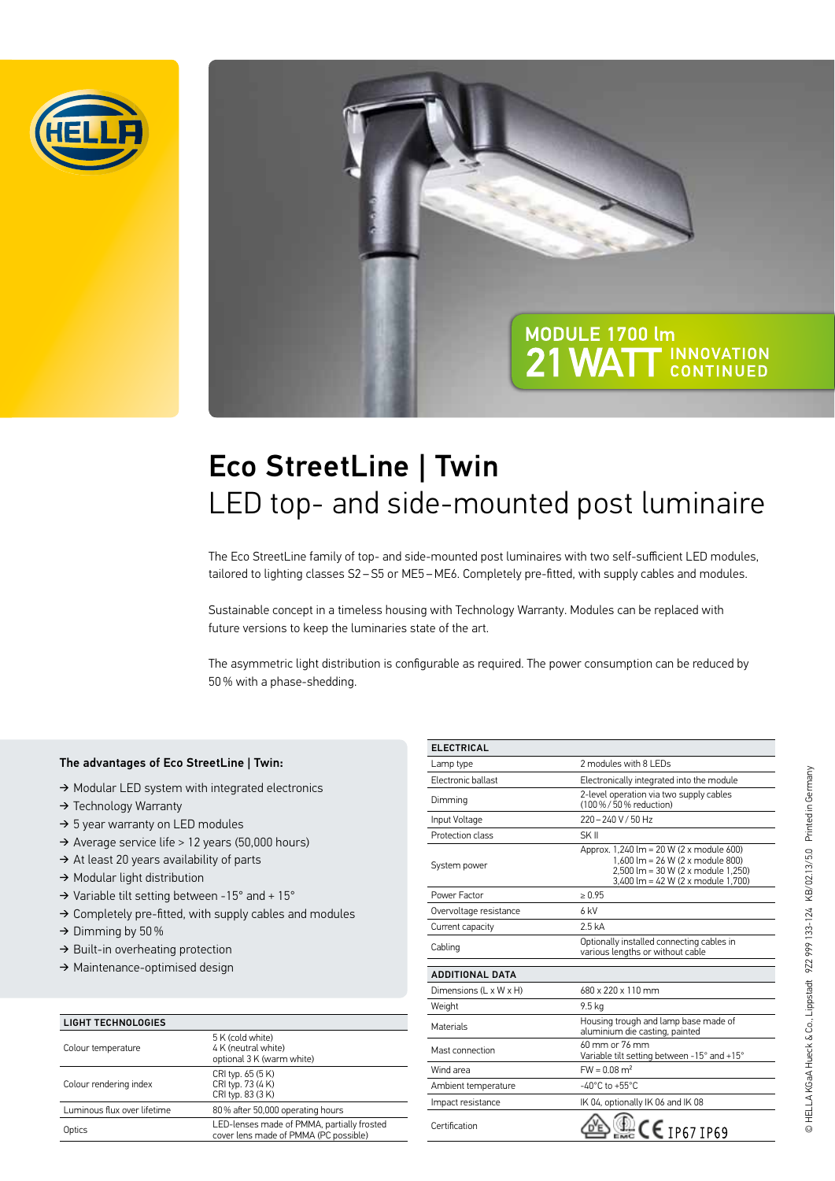MODULE 1700 lm
21 WATT INNOVATION CONTINUED

# Eco StreetLine | Twin

## LED top- and side-mounted post luminaire

The Eco StreetLine family of top- and side-mounted post luminaires with two self-sufficient LED modules, tailored to lighting classes S2 – S5 or ME5 – ME6. Completely pre-fitted, with supply cables and modules.

Sustainable concept in a timeless housing with Technology Warranty. Modules can be replaced with future versions to keep the luminaries state of the art.

The asymmetric light distribution is configurable as required. The power consumption can be reduced by 50 % with a phase-shedding.

**The advantages of Eco StreetLine | Twin:**

- → Modular LED system with integrated electronics
- → Technology Warranty
- → 5 year warranty on LED modules
- → Average service life > 12 years (50,000 hours)
- → At least 20 years availability of parts
- → Modular light distribution
- → Variable tilt setting between -15° and + 15°
- → Completely pre-fitted, with supply cables and modules
- → Dimming by 50 %
- → Built-in overheating protection
- → Maintenance-optimised design

| LIGHT TECHNOLOGIES | |
|---|---|
| Colour temperature | 5 K (cold white)<br>4 K (neutral white)<br>optional 3 K (warm white) |
| Colour rendering index | CRI typ. 65 (5 K)<br>CRI typ. 73 (4 K)<br>CRI typ. 83 (3 K) |
| Luminous flux over lifetime | 80 % after 50,000 operating hours |
| Optics | LED-lenses made of PMMA, partially frosted cover lens made of PMMA (PC possible) |

| ELECTRICAL | |
|---|---|
| Lamp type | 2 modules with 8 LEDs |
| Electronic ballast | Electronically integrated into the module |
| Dimming | 2-level operation via two supply cables (100 % / 50 % reduction) |
| Input Voltage | 220 – 240 V / 50 Hz |
| Protection class | SK II |
| System power | Approx. 1,240 lm = 20 W (2 x module 600)<br>1,600 lm = 26 W (2 x module 800)<br>2,500 lm = 30 W (2 x module 1,250)<br>3,400 lm = 42 W (2 x module 1,700) |
| Power Factor | ≥ 0.95 |
| Overvoltage resistance | 6 kV |
| Current capacity | 2.5 kA |
| Cabling | Optionally installed connecting cables in various lengths or without cable |

| ADDITIONAL DATA | |
|---|---|
| Dimensions (L x W x H) | 680 x 220 x 110 mm |
| Weight | 9.5 kg |
| Materials | Housing trough and lamp base made of aluminium die casting, painted |
| Mast connection | 60 mm or 76 mm<br>Variable tilt setting between -15° and +15° |
| Wind area | FW = 0.08 m² |
| Ambient temperature | -40°C to +55°C |
| Impact resistance | IK 04, optionally IK 06 and IK 08 |
| Certification | VDE, VDE EMC, CE, IP67 IP69 |

© HELLA KGaA Hueck & Co., Lippstadt 9Z2 999 133-124 KB/02.13/5.0 Printed in Germany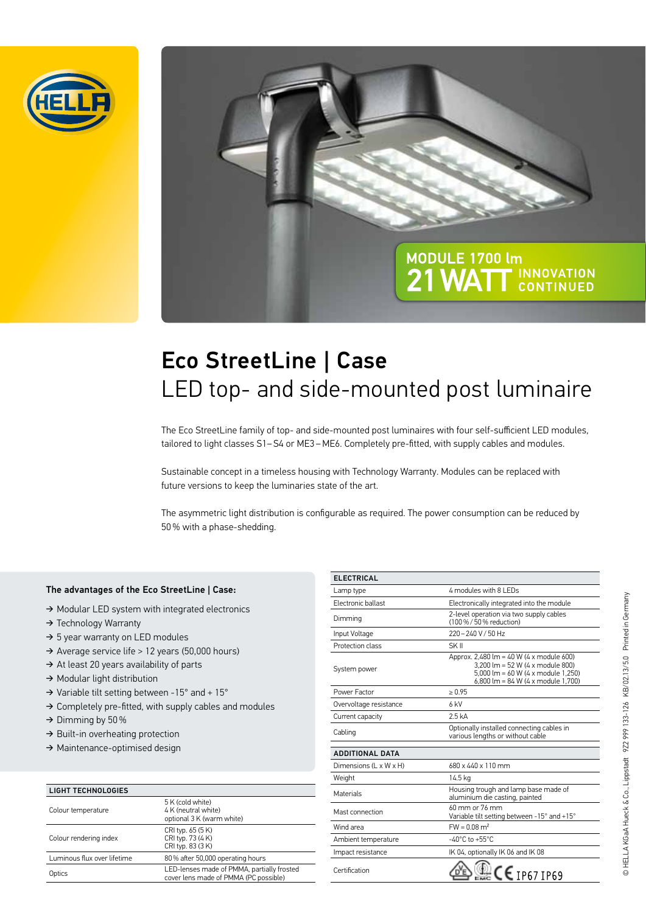MODULE 1700 lm
21 WATT INNOVATION CONTINUED

# Eco StreetLine | Case

## LED top- and side-mounted post luminaire

The Eco StreetLine family of top- and side-mounted post luminaires with four self-sufficient LED modules, tailored to light classes S1 – S4 or ME3 – ME6. Completely pre-fitted, with supply cables and modules.

Sustainable concept in a timeless housing with Technology Warranty. Modules can be replaced with future versions to keep the luminaries state of the art.

The asymmetric light distribution is configurable as required. The power consumption can be reduced by 50 % with a phase-shedding.

**The advantages of the Eco StreetLine | Case:**

- → Modular LED system with integrated electronics
- → Technology Warranty
- → 5 year warranty on LED modules
- → Average service life > 12 years (50,000 hours)
- → At least 20 years availability of parts
- → Modular light distribution
- → Variable tilt setting between -15° and + 15°
- → Completely pre-fitted, with supply cables and modules
- → Dimming by 50 %
- → Built-in overheating protection
- → Maintenance-optimised design

| LIGHT TECHNOLOGIES | |
|---|---|
| Colour temperature | 5 K (cold white)<br>4 K (neutral white)<br>optional 3 K (warm white) |
| Colour rendering index | CRI typ. 65 (5 K)<br>CRI typ. 73 (4 K)<br>CRI typ. 83 (3 K) |
| Luminous flux over lifetime | 80 % after 50,000 operating hours |
| Optics | LED-lenses made of PMMA, partially frosted<br>cover lens made of PMMA (PC possible) |

| ELECTRICAL | |
|---|---|
| Lamp type | 4 modules with 8 LEDs |
| Electronic ballast | Electronically integrated into the module |
| Dimming | 2-level operation via two supply cables<br>(100 % / 50 % reduction) |
| Input Voltage | 220 – 240 V / 50 Hz |
| Protection class | SK II |
| System power | Approx. 2,480 lm = 40 W (4 x module 600)<br>3,200 lm = 52 W (4 x module 800)<br>5,000 lm = 60 W (4 x module 1,250)<br>6,800 lm = 84 W (4 x module 1,700) |
| Power Factor | ≥ 0.95 |
| Overvoltage resistance | 6 kV |
| Current capacity | 2.5 kA |
| Cabling | Optionally installed connecting cables in<br>various lengths or without cable |

| ADDITIONAL DATA | |
|---|---|
| Dimensions (L x W x H) | 680 x 440 x 110 mm |
| Weight | 14.5 kg |
| Materials | Housing trough and lamp base made of<br>aluminium die casting, painted |
| Mast connection | 60 mm or 76 mm<br>Variable tilt setting between -15° and +15° |
| Wind area | FW = 0.08 m² |
| Ambient temperature | -40°C to +55°C |
| Impact resistance | IK 04, optionally IK 06 and IK 08 |
| Certification | CE IP67 IP69 |

© HELLA KGaA Hueck & Co., Lippstadt 9Z2 999 133-126 KB/02.13/5.0 Printed in Germany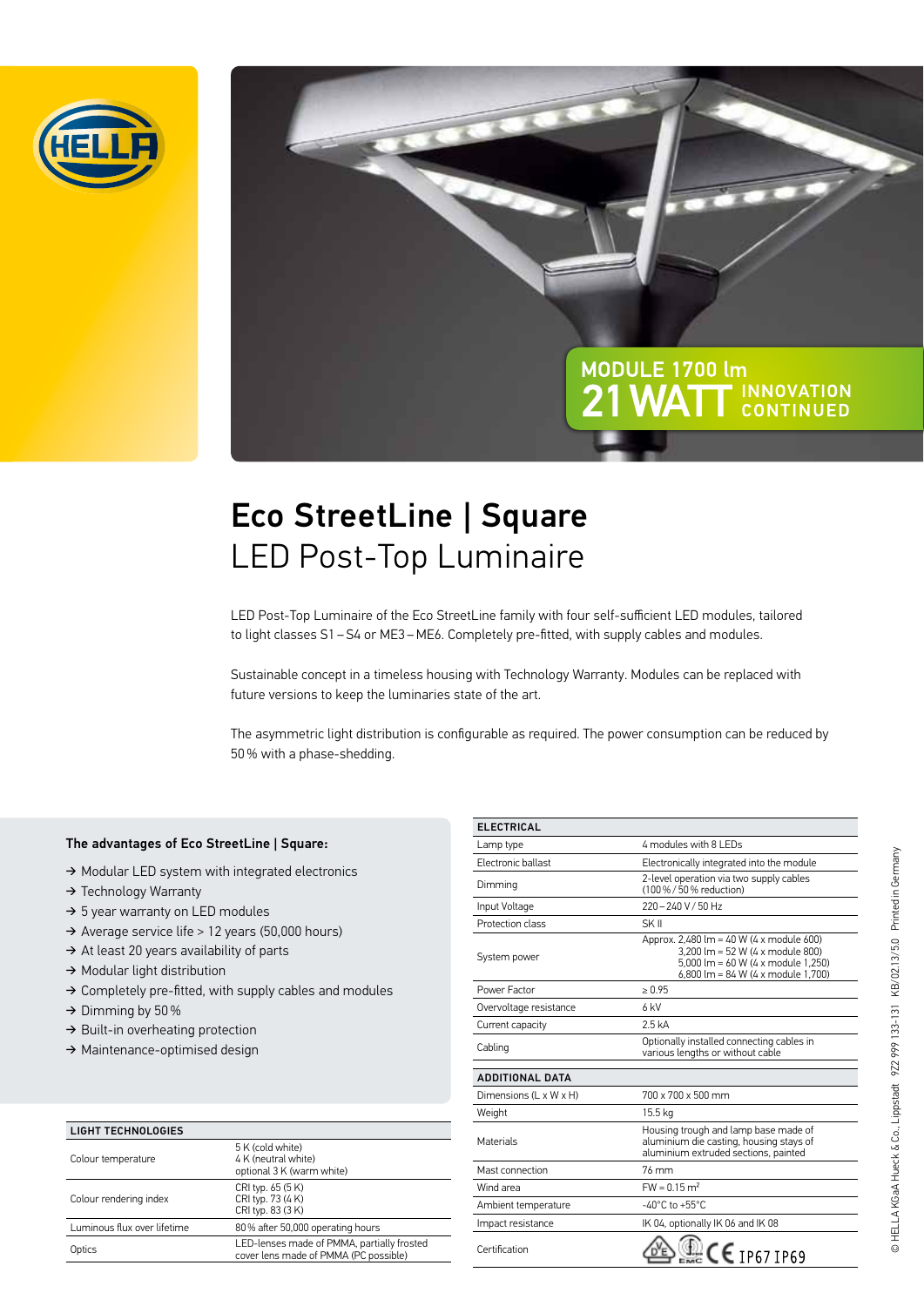MODULE 1700 lm
21 WATT INNOVATION CONTINUED

# Eco StreetLine | Square

## LED Post-Top Luminaire

LED Post-Top Luminaire of the Eco StreetLine family with four self-sufficient LED modules, tailored to light classes S1 – S4 or ME3 – ME6. Completely pre-fitted, with supply cables and modules.

Sustainable concept in a timeless housing with Technology Warranty. Modules can be replaced with future versions to keep the luminaries state of the art.

The asymmetric light distribution is configurable as required. The power consumption can be reduced by 50 % with a phase-shedding.

**The advantages of Eco StreetLine | Square:**

- → Modular LED system with integrated electronics
- → Technology Warranty
- → 5 year warranty on LED modules
- → Average service life > 12 years (50,000 hours)
- → At least 20 years availability of parts
- → Modular light distribution
- → Completely pre-fitted, with supply cables and modules
- → Dimming by 50 %
- → Built-in overheating protection
- → Maintenance-optimised design

| LIGHT TECHNOLOGIES | |
|---|---|
| Colour temperature | 5 K (cold white)<br>4 K (neutral white)<br>optional 3 K (warm white) |
| Colour rendering index | CRI typ. 65 (5 K)<br>CRI typ. 73 (4 K)<br>CRI typ. 83 (3 K) |
| Luminous flux over lifetime | 80 % after 50,000 operating hours |
| Optics | LED-lenses made of PMMA, partially frosted cover lens made of PMMA (PC possible) |

| ELECTRICAL | |
|---|---|
| Lamp type | 4 modules with 8 LEDs |
| Electronic ballast | Electronically integrated into the module |
| Dimming | 2-level operation via two supply cables (100 % / 50 % reduction) |
| Input Voltage | 220 – 240 V / 50 Hz |
| Protection class | SK II |
| System power | Approx. 2,480 lm = 40 W (4 x module 600)<br>3,200 lm = 52 W (4 x module 800)<br>5,000 lm = 60 W (4 x module 1,250)<br>6,800 lm = 84 W (4 x module 1,700) |
| Power Factor | ≥ 0.95 |
| Overvoltage resistance | 6 kV |
| Current capacity | 2.5 kA |
| Cabling | Optionally installed connecting cables in various lengths or without cable |

| ADDITIONAL DATA | |
|---|---|
| Dimensions (L x W x H) | 700 x 700 x 500 mm |
| Weight | 15.5 kg |
| Materials | Housing trough and lamp base made of aluminium die casting, housing stays of aluminium extruded sections, painted |
| Mast connection | 76 mm |
| Wind area | FW = 0.15 m² |
| Ambient temperature | -40°C to +55°C |
| Impact resistance | IK 04, optionally IK 06 and IK 08 |
| Certification | CE IP67 IP69 |

© HELLA KGaA Hueck & Co., Lippstadt 9Z2 999 133-131 KB/02.13/5.0 Printed in Germany